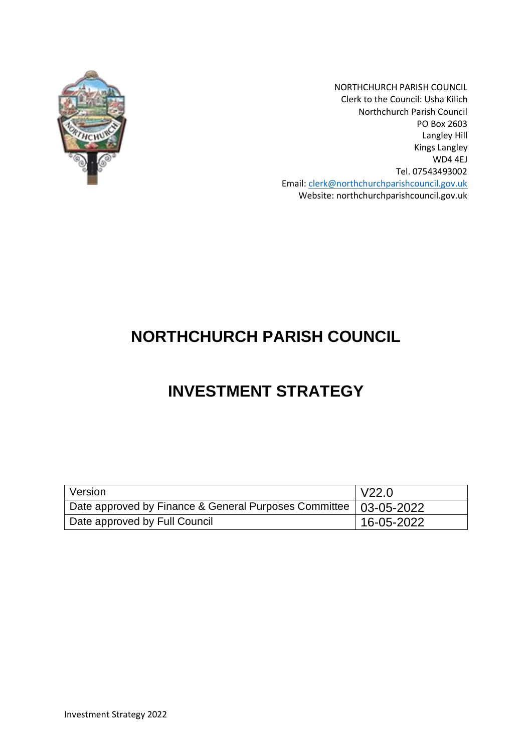NORTHCHURCH PARISH COUNCIL
Clerk to the Council: Usha Kilich
Northchurch Parish Council
PO Box 2603
Langley Hill
Kings Langley
WD4 4EJ
Tel. 07543493002
Email: clerk@northchurchparishcouncil.gov.uk
Website: northchurchparishcouncil.gov.uk

# NORTHCHURCH PARISH COUNCIL

# INVESTMENT STRATEGY

| Version | V22.0 |
|---|---|
| Date approved by Finance & General Purposes Committee | 03-05-2022 |
| Date approved by Full Council | 16-05-2022 |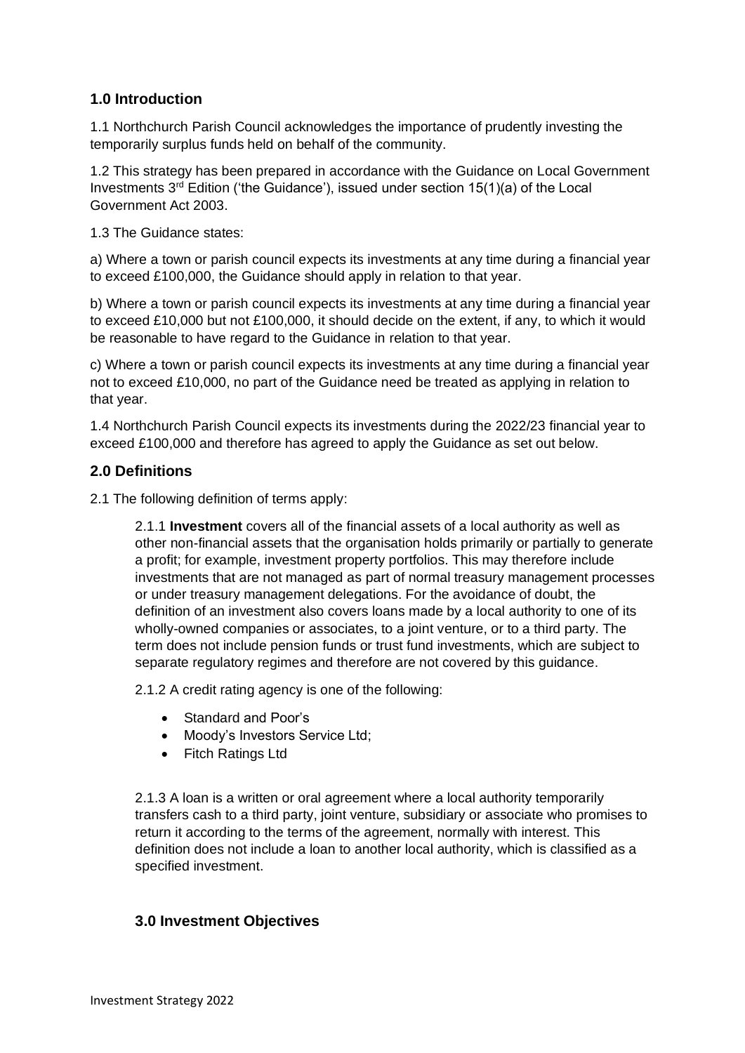## 1.0 Introduction

1.1 Northchurch Parish Council acknowledges the importance of prudently investing the temporarily surplus funds held on behalf of the community.

1.2 This strategy has been prepared in accordance with the Guidance on Local Government Investments 3rd Edition ('the Guidance'), issued under section 15(1)(a) of the Local Government Act 2003.

1.3 The Guidance states:

a) Where a town or parish council expects its investments at any time during a financial year to exceed £100,000, the Guidance should apply in relation to that year.

b) Where a town or parish council expects its investments at any time during a financial year to exceed £10,000 but not £100,000, it should decide on the extent, if any, to which it would be reasonable to have regard to the Guidance in relation to that year.

c) Where a town or parish council expects its investments at any time during a financial year not to exceed £10,000, no part of the Guidance need be treated as applying in relation to that year.

1.4 Northchurch Parish Council expects its investments during the 2022/23 financial year to exceed £100,000 and therefore has agreed to apply the Guidance as set out below.

## 2.0 Definitions

2.1 The following definition of terms apply:

2.1.1 **Investment** covers all of the financial assets of a local authority as well as other non-financial assets that the organisation holds primarily or partially to generate a profit; for example, investment property portfolios. This may therefore include investments that are not managed as part of normal treasury management processes or under treasury management delegations. For the avoidance of doubt, the definition of an investment also covers loans made by a local authority to one of its wholly-owned companies or associates, to a joint venture, or to a third party. The term does not include pension funds or trust fund investments, which are subject to separate regulatory regimes and therefore are not covered by this guidance.

2.1.2 A credit rating agency is one of the following:

- Standard and Poor's
- Moody's Investors Service Ltd;
- Fitch Ratings Ltd

2.1.3 A loan is a written or oral agreement where a local authority temporarily transfers cash to a third party, joint venture, subsidiary or associate who promises to return it according to the terms of the agreement, normally with interest. This definition does not include a loan to another local authority, which is classified as a specified investment.

## 3.0 Investment Objectives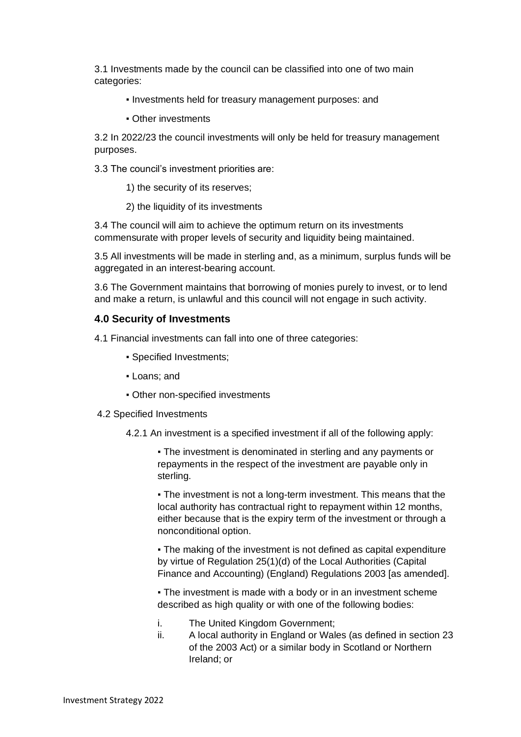3.1 Investments made by the council can be classified into one of two main categories:

- Investments held for treasury management purposes: and
- Other investments

3.2 In 2022/23 the council investments will only be held for treasury management purposes.

3.3 The council's investment priorities are:

1) the security of its reserves;
2) the liquidity of its investments

3.4 The council will aim to achieve the optimum return on its investments commensurate with proper levels of security and liquidity being maintained.

3.5 All investments will be made in sterling and, as a minimum, surplus funds will be aggregated in an interest-bearing account.

3.6 The Government maintains that borrowing of monies purely to invest, or to lend and make a return, is unlawful and this council will not engage in such activity.

## 4.0 Security of Investments

4.1 Financial investments can fall into one of three categories:

- Specified Investments;
- Loans; and
- Other non-specified investments

4.2 Specified Investments

4.2.1 An investment is a specified investment if all of the following apply:

- The investment is denominated in sterling and any payments or repayments in the respect of the investment are payable only in sterling.
- The investment is not a long-term investment. This means that the local authority has contractual right to repayment within 12 months, either because that is the expiry term of the investment or through a nonconditional option.
- The making of the investment is not defined as capital expenditure by virtue of Regulation 25(1)(d) of the Local Authorities (Capital Finance and Accounting) (England) Regulations 2003 [as amended].
- The investment is made with a body or in an investment scheme described as high quality or with one of the following bodies:

i. The United Kingdom Government;
ii. A local authority in England or Wales (as defined in section 23 of the 2003 Act) or a similar body in Scotland or Northern Ireland; or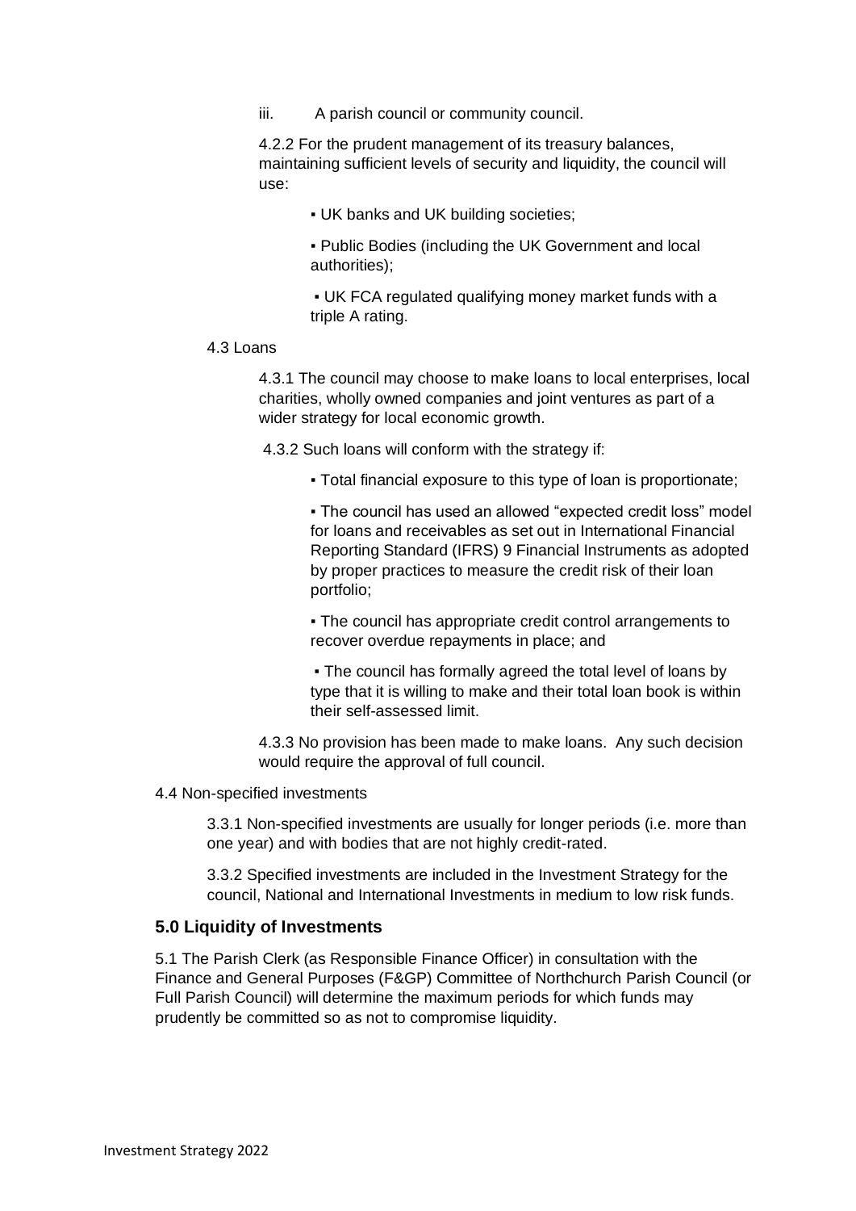iii. A parish council or community council.

4.2.2 For the prudent management of its treasury balances, maintaining sufficient levels of security and liquidity, the council will use:

- UK banks and UK building societies;
- Public Bodies (including the UK Government and local authorities);
- UK FCA regulated qualifying money market funds with a triple A rating.

4.3 Loans

4.3.1 The council may choose to make loans to local enterprises, local charities, wholly owned companies and joint ventures as part of a wider strategy for local economic growth.

4.3.2 Such loans will conform with the strategy if:

- Total financial exposure to this type of loan is proportionate;
- The council has used an allowed "expected credit loss" model for loans and receivables as set out in International Financial Reporting Standard (IFRS) 9 Financial Instruments as adopted by proper practices to measure the credit risk of their loan portfolio;
- The council has appropriate credit control arrangements to recover overdue repayments in place; and
- The council has formally agreed the total level of loans by type that it is willing to make and their total loan book is within their self-assessed limit.

4.3.3 No provision has been made to make loans. Any such decision would require the approval of full council.

4.4 Non-specified investments

3.3.1 Non-specified investments are usually for longer periods (i.e. more than one year) and with bodies that are not highly credit-rated.

3.3.2 Specified investments are included in the Investment Strategy for the council, National and International Investments in medium to low risk funds.

## 5.0 Liquidity of Investments

5.1 The Parish Clerk (as Responsible Finance Officer) in consultation with the Finance and General Purposes (F&GP) Committee of Northchurch Parish Council (or Full Parish Council) will determine the maximum periods for which funds may prudently be committed so as not to compromise liquidity.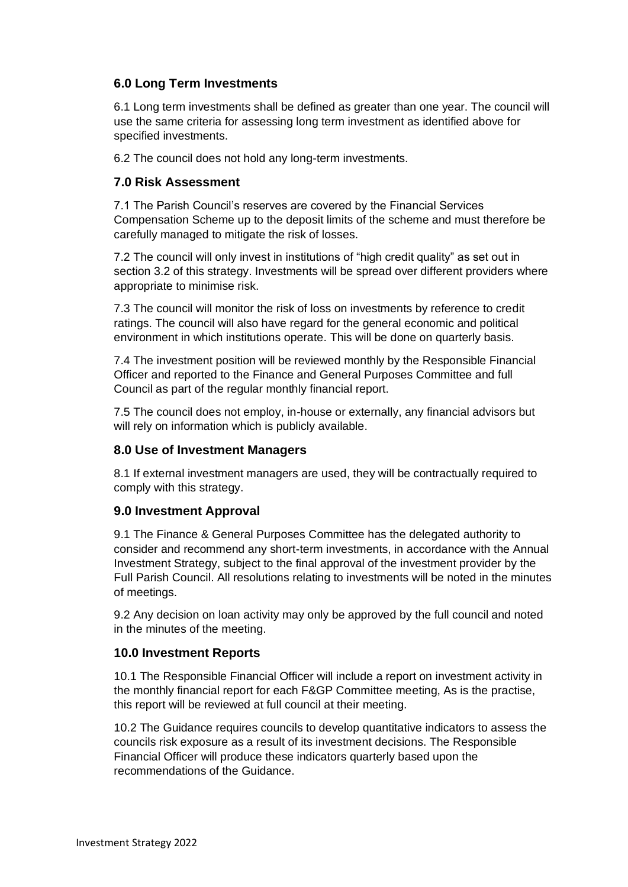## 6.0 Long Term Investments

6.1 Long term investments shall be defined as greater than one year. The council will use the same criteria for assessing long term investment as identified above for specified investments.

6.2 The council does not hold any long-term investments.

## 7.0 Risk Assessment

7.1 The Parish Council's reserves are covered by the Financial Services Compensation Scheme up to the deposit limits of the scheme and must therefore be carefully managed to mitigate the risk of losses.

7.2 The council will only invest in institutions of "high credit quality" as set out in section 3.2 of this strategy. Investments will be spread over different providers where appropriate to minimise risk.

7.3 The council will monitor the risk of loss on investments by reference to credit ratings. The council will also have regard for the general economic and political environment in which institutions operate. This will be done on quarterly basis.

7.4 The investment position will be reviewed monthly by the Responsible Financial Officer and reported to the Finance and General Purposes Committee and full Council as part of the regular monthly financial report.

7.5 The council does not employ, in-house or externally, any financial advisors but will rely on information which is publicly available.

## 8.0 Use of Investment Managers

8.1 If external investment managers are used, they will be contractually required to comply with this strategy.

## 9.0 Investment Approval

9.1 The Finance & General Purposes Committee has the delegated authority to consider and recommend any short-term investments, in accordance with the Annual Investment Strategy, subject to the final approval of the investment provider by the Full Parish Council. All resolutions relating to investments will be noted in the minutes of meetings.

9.2 Any decision on loan activity may only be approved by the full council and noted in the minutes of the meeting.

## 10.0 Investment Reports

10.1 The Responsible Financial Officer will include a report on investment activity in the monthly financial report for each F&GP Committee meeting, As is the practise, this report will be reviewed at full council at their meeting.

10.2 The Guidance requires councils to develop quantitative indicators to assess the councils risk exposure as a result of its investment decisions. The Responsible Financial Officer will produce these indicators quarterly based upon the recommendations of the Guidance.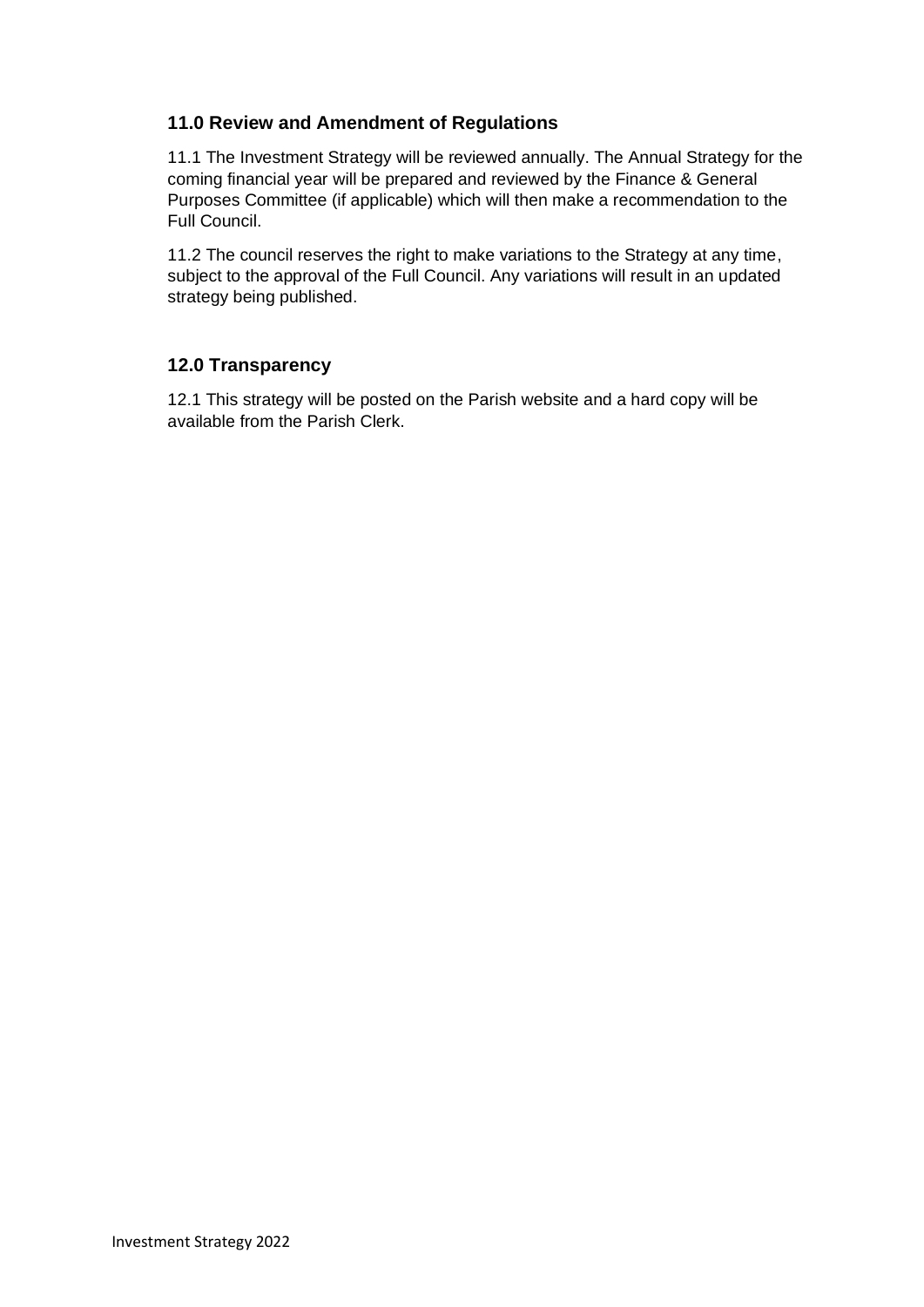## 11.0 Review and Amendment of Regulations

11.1 The Investment Strategy will be reviewed annually. The Annual Strategy for the coming financial year will be prepared and reviewed by the Finance & General Purposes Committee (if applicable) which will then make a recommendation to the Full Council.

11.2 The council reserves the right to make variations to the Strategy at any time, subject to the approval of the Full Council. Any variations will result in an updated strategy being published.

## 12.0 Transparency

12.1 This strategy will be posted on the Parish website and a hard copy will be available from the Parish Clerk.